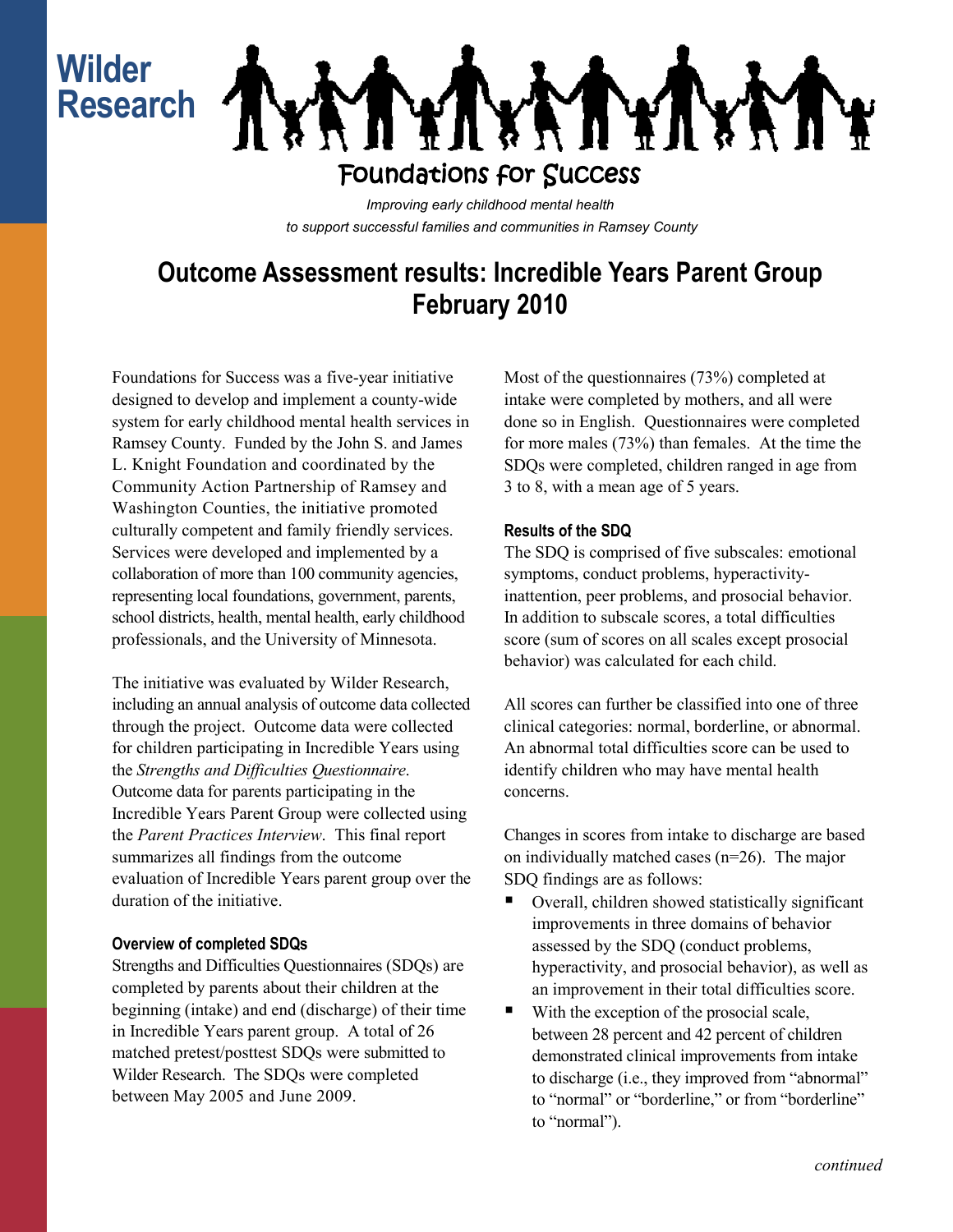Wilder Research

Foundations for Success

*Improving early childhood mental health to support successful families and communities in Ramsey County*

# Outcome Assessment results: Incredible Years Parent Group February 2010

Foundations for Success was a five-year initiative designed to develop and implement a county-wide system for early childhood mental health services in Ramsey County. Funded by the John S. and James L. Knight Foundation and coordinated by the Community Action Partnership of Ramsey and Washington Counties, the initiative promoted culturally competent and family friendly services. Services were developed and implemented by a collaboration of more than 100 community agencies, representing local foundations, government, parents, school districts, health, mental health, early childhood professionals, and the University of Minnesota.

The initiative was evaluated by Wilder Research, including an annual analysis of outcome data collected through the project. Outcome data were collected for children participating in Incredible Years using the *Strengths and Difficulties Questionnaire*. Outcome data for parents participating in the Incredible Years Parent Group were collected using the *Parent Practices Interview*. This final report summarizes all findings from the outcome evaluation of Incredible Years parent group over the duration of the initiative.

### Overview of completed SDQs

Strengths and Difficulties Questionnaires (SDQs) are completed by parents about their children at the beginning (intake) and end (discharge) of their time in Incredible Years parent group. A total of 26 matched pretest/posttest SDQs were submitted to Wilder Research. The SDQs were completed between May 2005 and June 2009.

Most of the questionnaires (73%) completed at intake were completed by mothers, and all were done so in English. Questionnaires were completed for more males (73%) than females. At the time the SDQs were completed, children ranged in age from 3 to 8, with a mean age of 5 years.

### Results of the SDQ

The SDQ is comprised of five subscales: emotional symptoms, conduct problems, hyperactivity-inattention, peer problems, and prosocial behavior. In addition to subscale scores, a total difficulties score (sum of scores on all scales except prosocial behavior) was calculated for each child.

All scores can further be classified into one of three clinical categories: normal, borderline, or abnormal. An abnormal total difficulties score can be used to identify children who may have mental health concerns.

Changes in scores from intake to discharge are based on individually matched cases (n=26). The major SDQ findings are as follows:

- Overall, children showed statistically significant improvements in three domains of behavior assessed by the SDQ (conduct problems, hyperactivity, and prosocial behavior), as well as an improvement in their total difficulties score.
- With the exception of the prosocial scale, between 28 percent and 42 percent of children demonstrated clinical improvements from intake to discharge (i.e., they improved from "abnormal" to "normal" or "borderline," or from "borderline" to "normal").

*continued*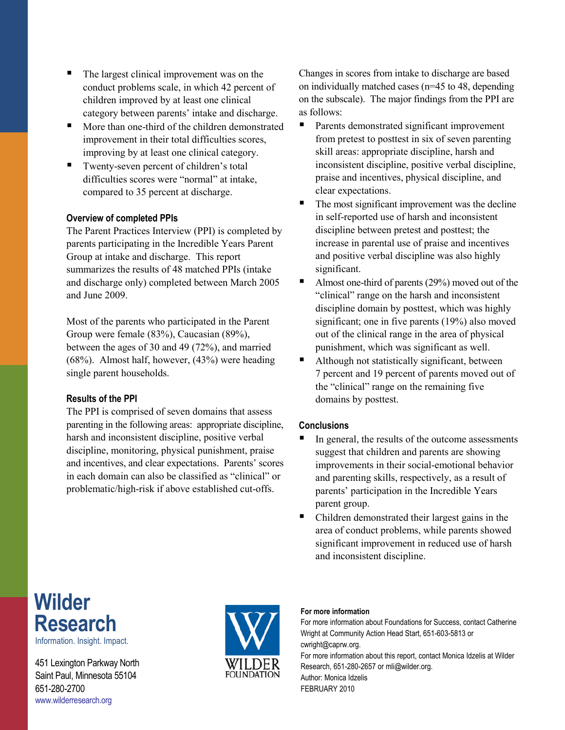- The largest clinical improvement was on the conduct problems scale, in which 42 percent of children improved by at least one clinical category between parents' intake and discharge.
- More than one-third of the children demonstrated improvement in their total difficulties scores, improving by at least one clinical category.
- Twenty-seven percent of children's total difficulties scores were "normal" at intake, compared to 35 percent at discharge.

#### Overview of completed PPIs

The Parent Practices Interview (PPI) is completed by parents participating in the Incredible Years Parent Group at intake and discharge. This report summarizes the results of 48 matched PPIs (intake and discharge only) completed between March 2005 and June 2009.

Most of the parents who participated in the Parent Group were female (83%), Caucasian (89%), between the ages of 30 and 49 (72%), and married (68%). Almost half, however, (43%) were heading single parent households.

#### Results of the PPI

The PPI is comprised of seven domains that assess parenting in the following areas: appropriate discipline, harsh and inconsistent discipline, positive verbal discipline, monitoring, physical punishment, praise and incentives, and clear expectations. Parents' scores in each domain can also be classified as "clinical" or problematic/high-risk if above established cut-offs.

Changes in scores from intake to discharge are based on individually matched cases (n=45 to 48, depending on the subscale). The major findings from the PPI are as follows:

- Parents demonstrated significant improvement from pretest to posttest in six of seven parenting skill areas: appropriate discipline, harsh and inconsistent discipline, positive verbal discipline, praise and incentives, physical discipline, and clear expectations.
- The most significant improvement was the decline in self-reported use of harsh and inconsistent discipline between pretest and posttest; the increase in parental use of praise and incentives and positive verbal discipline was also highly significant.
- Almost one-third of parents (29%) moved out of the "clinical" range on the harsh and inconsistent discipline domain by posttest, which was highly significant; one in five parents (19%) also moved out of the clinical range in the area of physical punishment, which was significant as well.
- Although not statistically significant, between 7 percent and 19 percent of parents moved out of the "clinical" range on the remaining five domains by posttest.

#### Conclusions

- In general, the results of the outcome assessments suggest that children and parents are showing improvements in their social-emotional behavior and parenting skills, respectively, as a result of parents' participation in the Incredible Years parent group.
- Children demonstrated their largest gains in the area of conduct problems, while parents showed significant improvement in reduced use of harsh and inconsistent discipline.

**Wilder Research**
Information. Insight. Impact.

451 Lexington Parkway North
Saint Paul, Minnesota 55104
651-280-2700
www.wilderresearch.org

WILDER FOUNDATION

#### For more information

For more information about Foundations for Success, contact Catherine Wright at Community Action Head Start, 651-603-5813 or cwright@caprw.org.
For more information about this report, contact Monica Idzelis at Wilder Research, 651-280-2657 or mli@wilder.org.
Author: Monica Idzelis
FEBRUARY 2010